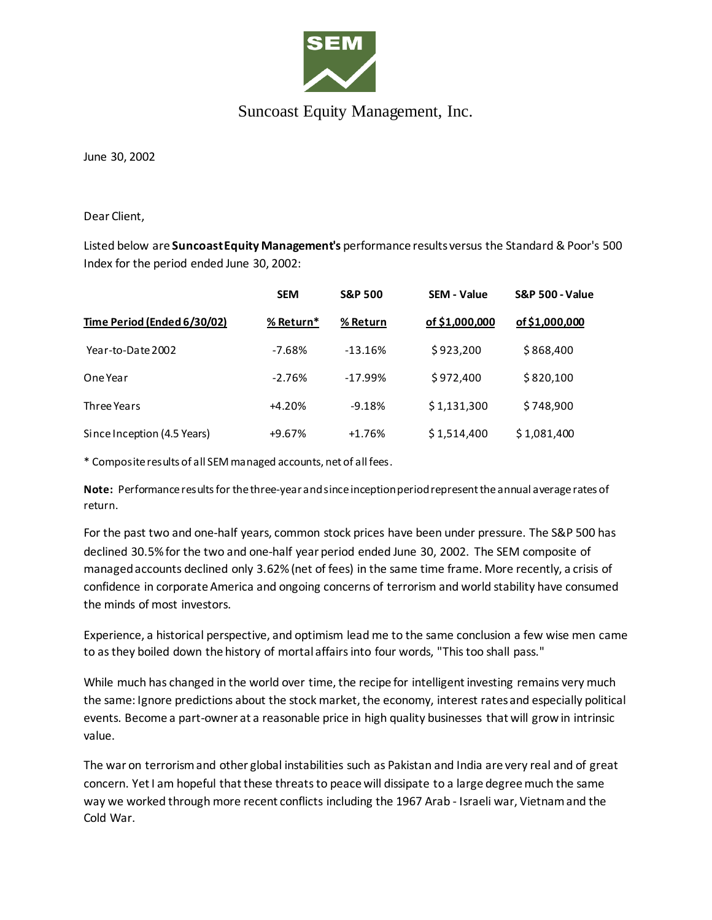Suncoast Equity Management, Inc.

June 30, 2002

Dear Client,

Listed below are **Suncoast Equity Management's** performance results versus the Standard & Poor's 500 Index for the period ended June 30, 2002:

| Time Period (Ended 6/30/02) | SEM % Return* | S&P 500 % Return | SEM - Value of $1,000,000 | S&P 500 - Value of $1,000,000 |
|---|---|---|---|---|
| Year-to-Date 2002 | -7.68% | -13.16% | $ 923,200 | $ 868,400 |
| One Year | -2.76% | -17.99% | $ 972,400 | $ 820,100 |
| Three Years | +4.20% | -9.18% | $ 1,131,300 | $ 748,900 |
| Since Inception (4.5 Years) | +9.67% | +1.76% | $ 1,514,400 | $ 1,081,400 |

* Composite results of all SEM managed accounts, net of all fees.

**Note:** Performance results for the three-year and since inception period represent the annual average rates of return.

For the past two and one-half years, common stock prices have been under pressure. The S&P 500 has declined 30.5% for the two and one-half year period ended June 30, 2002. The SEM composite of managed accounts declined only 3.62% (net of fees) in the same time frame. More recently, a crisis of confidence in corporate America and ongoing concerns of terrorism and world stability have consumed the minds of most investors.

Experience, a historical perspective, and optimism lead me to the same conclusion a few wise men came to as they boiled down the history of mortal affairs into four words, "This too shall pass."

While much has changed in the world over time, the recipe for intelligent investing remains very much the same: Ignore predictions about the stock market, the economy, interest rates and especially political events. Become a part-owner at a reasonable price in high quality businesses that will grow in intrinsic value.

The war on terrorism and other global instabilities such as Pakistan and India are very real and of great concern. Yet I am hopeful that these threats to peace will dissipate to a large degree much the same way we worked through more recent conflicts including the 1967 Arab - Israeli war, Vietnam and the Cold War.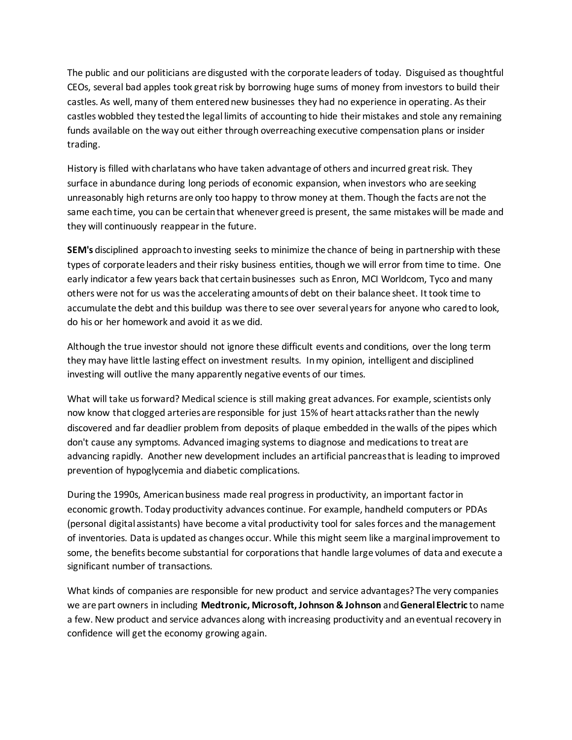The public and our politicians are disgusted with the corporate leaders of today. Disguised as thoughtful CEOs, several bad apples took great risk by borrowing huge sums of money from investors to build their castles. As well, many of them entered new businesses they had no experience in operating. As their castles wobbled they tested the legal limits of accounting to hide their mistakes and stole any remaining funds available on the way out either through overreaching executive compensation plans or insider trading.

History is filled with charlatans who have taken advantage of others and incurred great risk. They surface in abundance during long periods of economic expansion, when investors who are seeking unreasonably high returns are only too happy to throw money at them. Though the facts are not the same each time, you can be certain that whenever greed is present, the same mistakes will be made and they will continuously reappear in the future.

**SEM's** disciplined approach to investing seeks to minimize the chance of being in partnership with these types of corporate leaders and their risky business entities, though we will error from time to time. One early indicator a few years back that certain businesses such as Enron, MCI Worldcom, Tyco and many others were not for us was the accelerating amounts of debt on their balance sheet. It took time to accumulate the debt and this buildup was there to see over several years for anyone who cared to look, do his or her homework and avoid it as we did.

Although the true investor should not ignore these difficult events and conditions, over the long term they may have little lasting effect on investment results. In my opinion, intelligent and disciplined investing will outlive the many apparently negative events of our times.

What will take us forward? Medical science is still making great advances. For example, scientists only now know that clogged arteries are responsible for just 15% of heart attacks rather than the newly discovered and far deadlier problem from deposits of plaque embedded in the walls of the pipes which don't cause any symptoms. Advanced imaging systems to diagnose and medications to treat are advancing rapidly. Another new development includes an artificial pancreas that is leading to improved prevention of hypoglycemia and diabetic complications.

During the 1990s, American business made real progress in productivity, an important factor in economic growth. Today productivity advances continue. For example, handheld computers or PDAs (personal digital assistants) have become a vital productivity tool for sales forces and the management of inventories. Data is updated as changes occur. While this might seem like a marginal improvement to some, the benefits become substantial for corporations that handle large volumes of data and execute a significant number of transactions.

What kinds of companies are responsible for new product and service advantages? The very companies we are part owners in including **Medtronic, Microsoft, Johnson & Johnson** and **General Electric** to name a few. New product and service advances along with increasing productivity and an eventual recovery in confidence will get the economy growing again.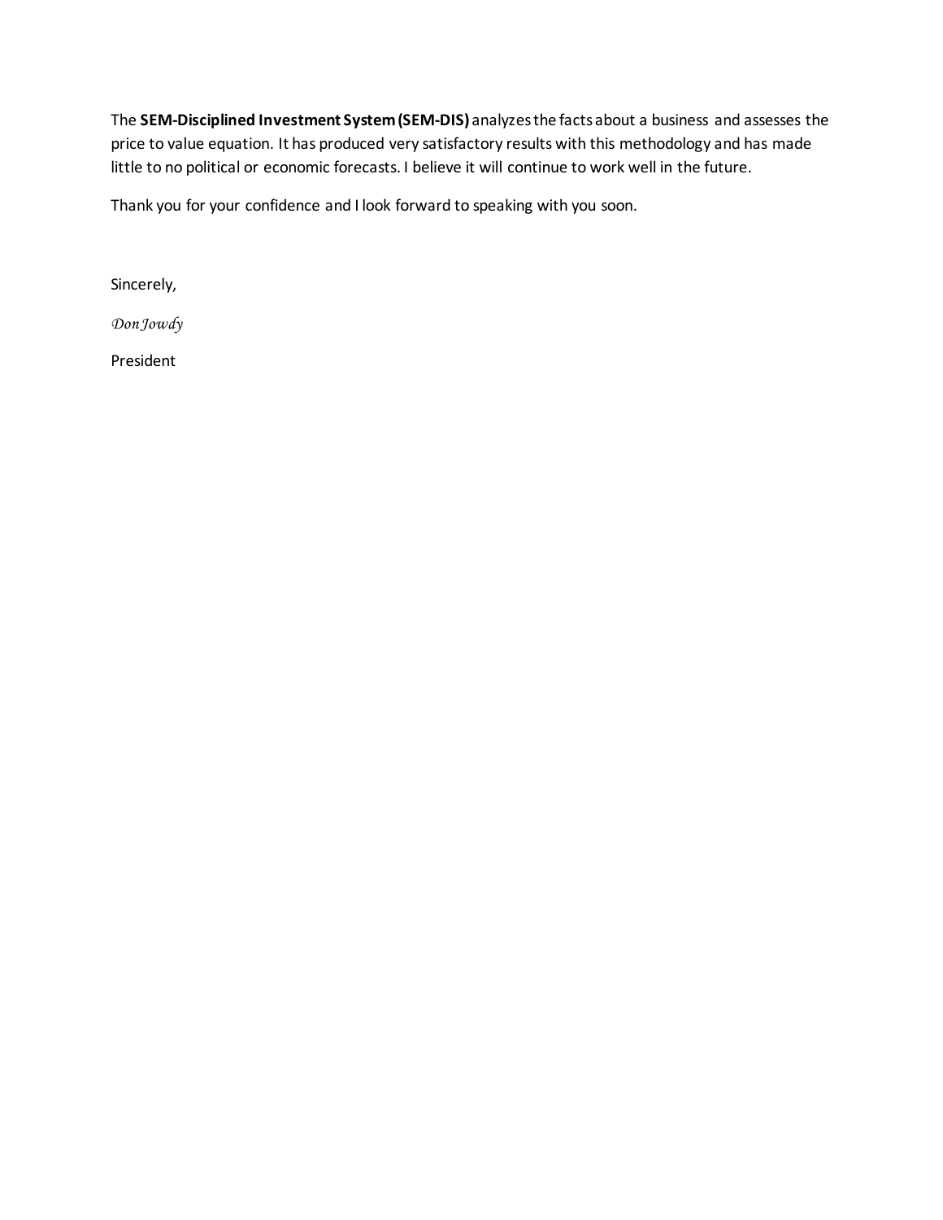The **SEM-Disciplined Investment System (SEM-DIS)** analyzes the facts about a business and assesses the price to value equation. It has produced very satisfactory results with this methodology and has made little to no political or economic forecasts. I believe it will continue to work well in the future.

Thank you for your confidence and I look forward to speaking with you soon.

Sincerely,

*Don Jowdy*

President